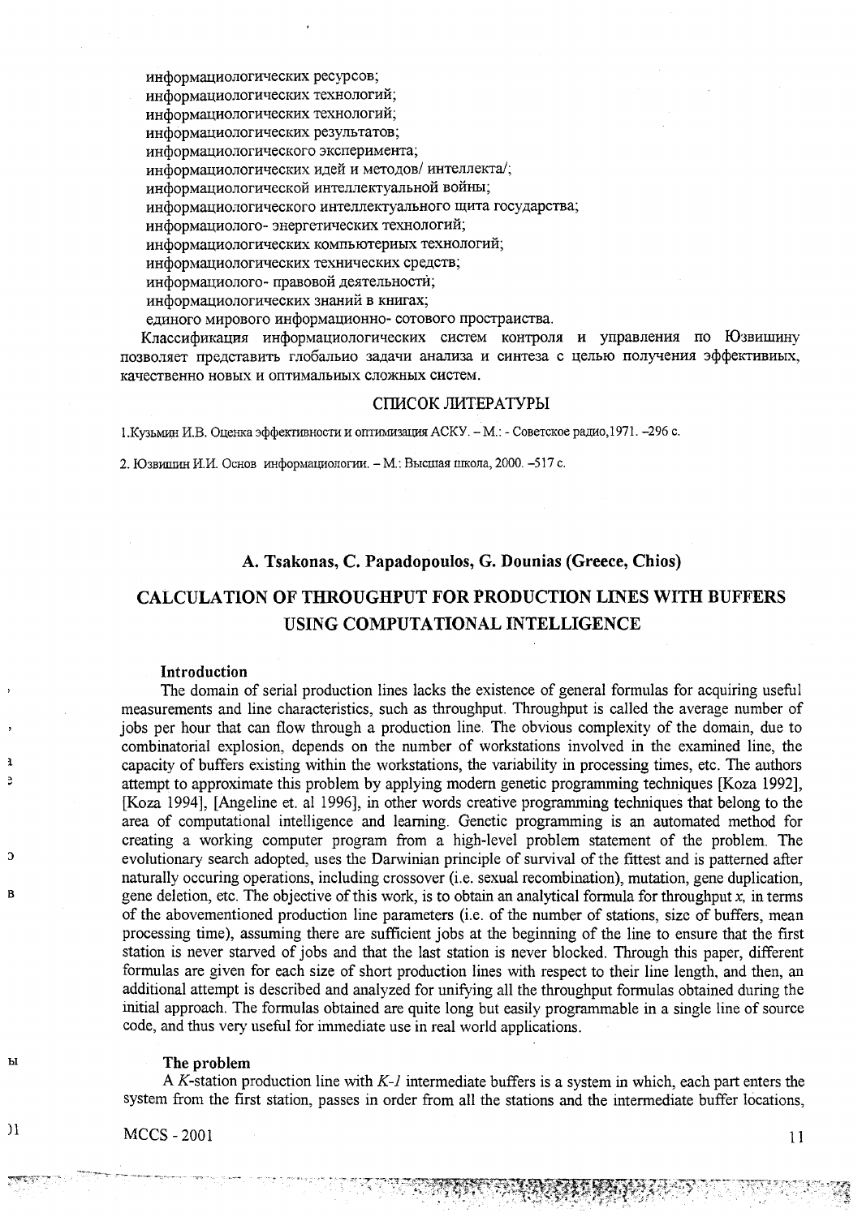информациологических ресурсов;
информациологических технологий;
информациологических технологий;
информациологических результатов;
информациологического эксперимента;
информациологических идей и методов/ интеллекта/;
информациологической интеллектуальной войны;
информациологического интеллектуального щита государства;
информациолого- энергетических технологий;
информациологических компьютериых технологий;
информациологических технических средств;
информациолого- правовой деятельности;
информациологических знаний в книгах;
единого мирового информационно- сотового простраиства.

Классификация информациологических систем контроля и управления по Юзвишину позволяет представить глобальио задачи анализа и синтеза с целью получения эффективиых, качественно новых и оптимальиых сложных систем.

## СПИСОК ЛИТЕРАТУРЫ

1.Кузьмин И.В. Оценка эффективности и оптимизация АСКУ. – М.: - Советское радио,1971. –296 с.

2. Юзвишин И.И. Основ информациологии. – М.: Высшая школа, 2000. –517 с.

**A. Tsakonas, C. Papadopoulos, G. Dounias (Greece, Chios)**

# CALCULATION OF THROUGHPUT FOR PRODUCTION LINES WITH BUFFERS USING COMPUTATIONAL INTELLIGENCE

### Introduction

The domain of serial production lines lacks the existence of general formulas for acquiring useful measurements and line characteristics, such as throughput. Throughput is called the average number of jobs per hour that can flow through a production line. The obvious complexity of the domain, due to combinatorial explosion, depends on the number of workstations involved in the examined line, the capacity of buffers existing within the workstations, the variability in processing times, etc. The authors attempt to approximate this problem by applying modern genetic programming techniques [Koza 1992], [Koza 1994], [Angeline et. al 1996], in other words creative programming techniques that belong to the area of computational intelligence and learning. Genetic programming is an automated method for creating a working computer program from a high-level problem statement of the problem. The evolutionary search adopted, uses the Darwinian principle of survival of the fittest and is patterned after naturally occuring operations, including crossover (i.e. sexual recombination), mutation, gene duplication, gene deletion, etc. The objective of this work, is to obtain an analytical formula for throughput $x$, in terms of the abovementioned production line parameters (i.e. of the number of stations, size of buffers, mean processing time), assuming there are sufficient jobs at the beginning of the line to ensure that the first station is never starved of jobs and that the last station is never blocked. Through this paper, different formulas are given for each size of short production lines with respect to their line length, and then, an additional attempt is described and analyzed for unifying all the throughput formulas obtained during the initial approach. The formulas obtained are quite long but easily programmable in a single line of source code, and thus very useful for immediate use in real world applications.

### The problem

A $K$-station production line with $K$-$1$ intermediate buffers is a system in which, each part enters the system from the first station, passes in order from all the stations and the intermediate buffer locations,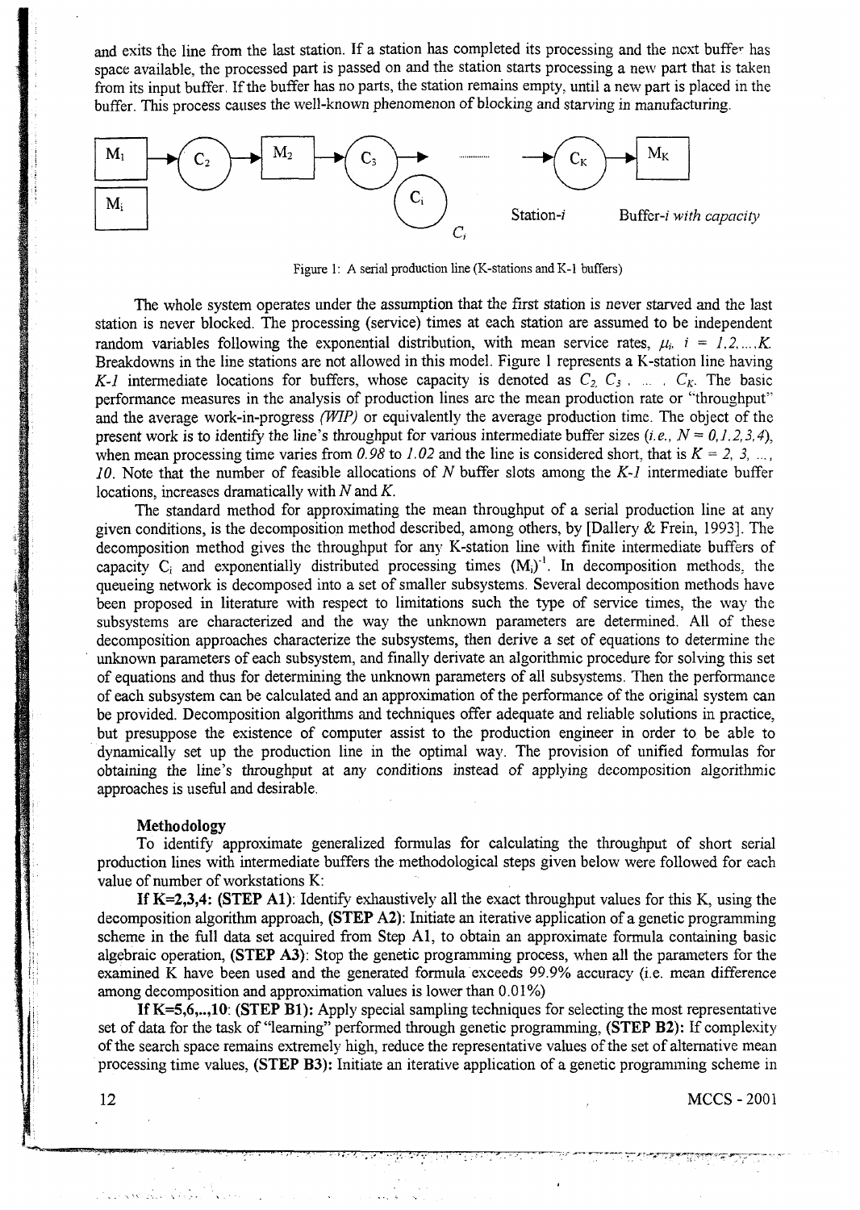and exits the line from the last station. If a station has completed its processing and the next buffer has space available, the processed part is passed on and the station starts processing a new part that is taken from its input buffer. If the buffer has no parts, the station remains empty, until a new part is placed in the buffer. This process causes the well-known phenomenon of blocking and starving in manufacturing.

Figure 1: A serial production line (K-stations and K-1 buffers)

The whole system operates under the assumption that the first station is never starved and the last station is never blocked. The processing (service) times at each station are assumed to be independent random variables following the exponential distribution, with mean service rates, $\mu_i$, $i = 1,2,\ldots,K$. Breakdowns in the line stations are not allowed in this model. Figure 1 represents a K-station line having $K$-$1$ intermediate locations for buffers, whose capacity is denoted as $C_2, C_3, \ldots, C_K$. The basic performance measures in the analysis of production lines are the mean production rate or "throughput" and the average work-in-progress *(WIP)* or equivalently the average production time. The object of the present work is to identify the line's throughput for various intermediate buffer sizes (*i.e.,* $N = 0,1,2,3,4$), when mean processing time varies from *0.98* to *1.02* and the line is considered short, that is $K = 2, 3, \ldots, 10$. Note that the number of feasible allocations of $N$ buffer slots among the $K$-$1$ intermediate buffer locations, increases dramatically with $N$ and $K$.

The standard method for approximating the mean throughput of a serial production line at any given conditions, is the decomposition method described, among others, by [Dallery & Frein, 1993]. The decomposition method gives the throughput for any K-station line with finite intermediate buffers of capacity $C_i$ and exponentially distributed processing times $(M_i)^{-1}$. In decomposition methods, the queueing network is decomposed into a set of smaller subsystems. Several decomposition methods have been proposed in literature with respect to limitations such the type of service times, the way the subsystems are characterized and the way the unknown parameters are determined. All of these decomposition approaches characterize the subsystems, then derive a set of equations to determine the unknown parameters of each subsystem, and finally derivate an algorithmic procedure for solving this set of equations and thus for determining the unknown parameters of all subsystems. Then the performance of each subsystem can be calculated and an approximation of the performance of the original system can be provided. Decomposition algorithms and techniques offer adequate and reliable solutions in practice, but presuppose the existence of computer assist to the production engineer in order to be able to dynamically set up the production line in the optimal way. The provision of unified formulas for obtaining the line's throughput at any conditions instead of applying decomposition algorithmic approaches is useful and desirable.

#### Methodology

To identify approximate generalized formulas for calculating the throughput of short serial production lines with intermediate buffers the methodological steps given below were followed for each value of number of workstations K:

**If K=2,3,4: (STEP A1)**: Identify exhaustively all the exact throughput values for this K, using the decomposition algorithm approach, **(STEP A2)**: Initiate an iterative application of a genetic programming scheme in the full data set acquired from Step A1, to obtain an approximate formula containing basic algebraic operation, **(STEP A3)**: Stop the genetic programming process, when all the parameters for the examined K have been used and the generated formula exceeds 99.9% accuracy (i.e. mean difference among decomposition and approximation values is lower than 0.01%)

**If K=5,6,..,10**: **(STEP B1)**: Apply special sampling techniques for selecting the most representative set of data for the task of "learning" performed through genetic programming, **(STEP B2)**: If complexity of the search space remains extremely high, reduce the representative values of the set of alternative mean processing time values, **(STEP B3)**: Initiate an iterative application of a genetic programming scheme in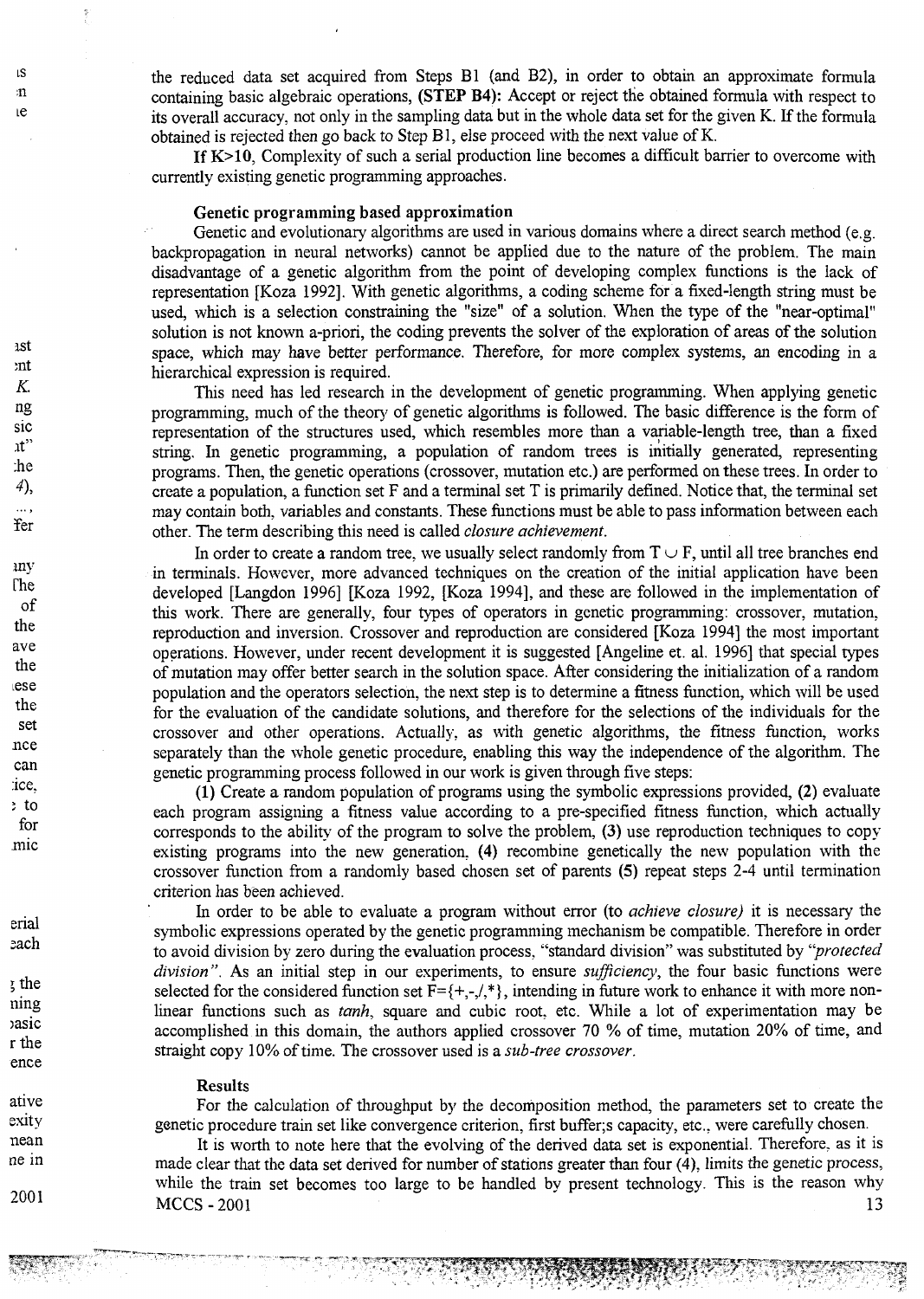the reduced data set acquired from Steps B1 (and B2), in order to obtain an approximate formula containing basic algebraic operations, **(STEP B4):** Accept or reject the obtained formula with respect to its overall accuracy, not only in the sampling data but in the whole data set for the given K. If the formula obtained is rejected then go back to Step B1, else proceed with the next value of K.

**If K>10**, Complexity of such a serial production line becomes a difficult barrier to overcome with currently existing genetic programming approaches.

### Genetic programming based approximation

Genetic and evolutionary algorithms are used in various domains where a direct search method (e.g. backpropagation in neural networks) cannot be applied due to the nature of the problem. The main disadvantage of a genetic algorithm from the point of developing complex functions is the lack of representation [Koza 1992]. With genetic algorithms, a coding scheme for a fixed-length string must be used, which is a selection constraining the "size" of a solution. When the type of the "near-optimal" solution is not known a-priori, the coding prevents the solver of the exploration of areas of the solution space, which may have better performance. Therefore, for more complex systems, an encoding in a hierarchical expression is required.

This need has led research in the development of genetic programming. When applying genetic programming, much of the theory of genetic algorithms is followed. The basic difference is the form of representation of the structures used, which resembles more than a variable-length tree, than a fixed string. In genetic programming, a population of random trees is initially generated, representing programs. Then, the genetic operations (crossover, mutation etc.) are performed on these trees. In order to create a population, a function set F and a terminal set T is primarily defined. Notice that, the terminal set may contain both, variables and constants. These functions must be able to pass information between each other. The term describing this need is called *closure achievement*.

In order to create a random tree, we usually select randomly from $T \cup F$, until all tree branches end in terminals. However, more advanced techniques on the creation of the initial application have been developed [Langdon 1996] [Koza 1992, [Koza 1994], and these are followed in the implementation of this work. There are generally, four types of operators in genetic programming: crossover, mutation, reproduction and inversion. Crossover and reproduction are considered [Koza 1994] the most important operations. However, under recent development it is suggested [Angeline et. al. 1996] that special types of mutation may offer better search in the solution space. After considering the initialization of a random population and the operators selection, the next step is to determine a fitness function, which will be used for the evaluation of the candidate solutions, and therefore for the selections of the individuals for the crossover and other operations. Actually, as with genetic algorithms, the fitness function, works separately than the whole genetic procedure, enabling this way the independence of the algorithm. The genetic programming process followed in our work is given through five steps:

**(1)** Create a random population of programs using the symbolic expressions provided, **(2)** evaluate each program assigning a fitness value according to a pre-specified fitness function, which actually corresponds to the ability of the program to solve the problem, **(3)** use reproduction techniques to copy existing programs into the new generation, **(4)** recombine genetically the new population with the crossover function from a randomly based chosen set of parents **(5)** repeat steps 2-4 until termination criterion has been achieved.

In order to be able to evaluate a program without error (to *achieve closure)* it is necessary the symbolic expressions operated by the genetic programming mechanism be compatible. Therefore in order to avoid division by zero during the evaluation process, "standard division" was substituted by *"protected division"*. As an initial step in our experiments, to ensure *sufficiency*, the four basic functions were selected for the considered function set F={+,-,/,*}, intending in future work to enhance it with more non-linear functions such as *tanh*, square and cubic root, etc. While a lot of experimentation may be accomplished in this domain, the authors applied crossover 70 % of time, mutation 20% of time, and straight copy 10% of time. The crossover used is a *sub-tree crossover*.

### Results

For the calculation of throughput by the decomposition method, the parameters set to create the genetic procedure train set like convergence criterion, first buffer;s capacity, etc., were carefully chosen.

It is worth to note here that the evolving of the derived data set is exponential. Therefore, as it is made clear that the data set derived for number of stations greater than four (4), limits the genetic process, while the train set becomes too large to be handled by present technology. This is the reason why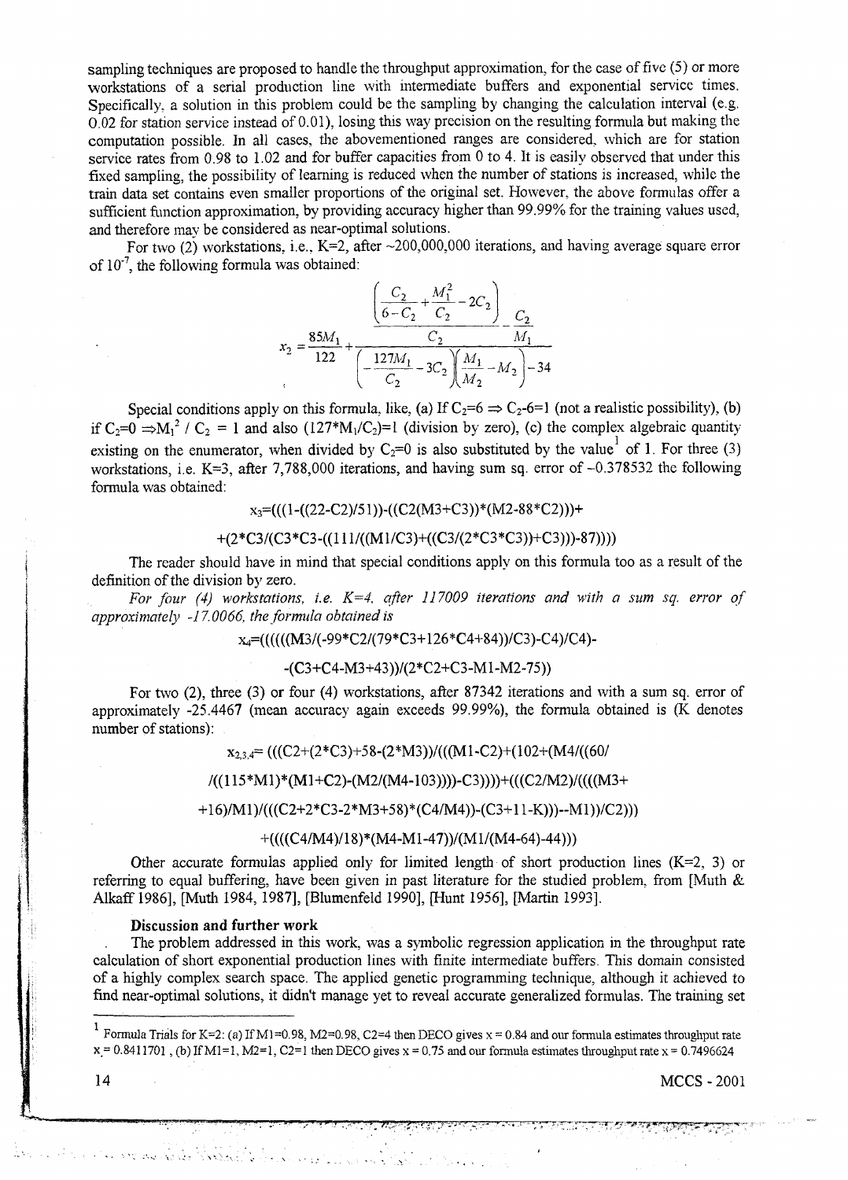sampling techniques are proposed to handle the throughput approximation, for the case of five (5) or more workstations of a serial production line with intermediate buffers and exponential service times. Specifically, a solution in this problem could be the sampling by changing the calculation interval (e.g. 0.02 for station service instead of 0.01), losing this way precision on the resulting formula but making the computation possible. In all cases, the abovementioned ranges are considered, which are for station service rates from 0.98 to 1.02 and for buffer capacities from 0 to 4. It is easily observed that under this fixed sampling, the possibility of learning is reduced when the number of stations is increased, while the train data set contains even smaller proportions of the original set. However, the above formulas offer a sufficient function approximation, by providing accuracy higher than 99.99% for the training values used, and therefore may be considered as near-optimal solutions.

For two (2) workstations, i.e., K=2, after ~200,000,000 iterations, and having average square error of $10^{-7}$, the following formula was obtained:

$$x_2 = \frac{85M_1}{122} + \frac{\dfrac{\left(\dfrac{C_2}{6-C_2} + \dfrac{M_1^2}{C_2} - 2C_2\right)}{C_2} - \dfrac{C_2}{M_1}}{\left(-\dfrac{127M_1}{C_2} - 3C_2\right)\left(\dfrac{M_1}{M_2} - M_2\right) - 34}$$

Special conditions apply on this formula, like, (a) If $C_2$=6 ⇒ $C_2$-6=1 (not a realistic possibility), (b) if $C_2$=0 ⇒$M_1^2$ / $C_2$ = 1 and also (127*$M_1$/$C_2$)=1 (division by zero), (c) the complex algebraic quantity existing on the enumerator, when divided by $C_2$=0 is also substituted by the value[1] of 1. For three (3) workstations, i.e. K=3, after 7,788,000 iterations, and having sum sq. error of ~0.378532 the following formula was obtained:

$x_3$=(((1-((22-C2)/51))-((C2(M3+C3))*(M2-88*C2)))+

+(2*C3/(C3*C3-((111/((M1/C3)+((C3/(2*C3*C3))+C3)))-87))))

The reader should have in mind that special conditions apply on this formula too as a result of the definition of the division by zero.

*For four (4) workstations, i.e. K=4, after 117009 iterations and with a sum sq. error of approximately -17.0066, the formula obtained is*

$x_4$=((((((M3/(-99*C2/(79*C3+126*C4+84))/C3)-C4)/C4)-

-(C3+C4-M3+43))/(2*C2+C3-M1-M2-75))

For two (2), three (3) or four (4) workstations, after 87342 iterations and with a sum sq. error of approximately -25.4467 (mean accuracy again exceeds 99.99%), the formula obtained is (K denotes number of stations):

$x_{2,3,4}$= (((C2+(2*C3)+58-(2*M3))/(((M1-C2)+(102+(M4/((60/

/((115*M1)*(M1+C2)-(M2/(M4-103))))-C3))))+(((C2/M2)/((((M3+

+16)/M1)/(((C2+2*C3-2*M3+58)*(C4/M4))-(C3+11-K)))--M1))/C2)))

+((((C4/M4)/18)*(M4-M1-47))/(M1/(M4-64)-44)))

Other accurate formulas applied only for limited length of short production lines (K=2, 3) or referring to equal buffering, have been given in past literature for the studied problem, from [Muth & Alkaff 1986], [Muth 1984, 1987], [Blumenfeld 1990], [Hunt 1956], [Martin 1993].

**Discussion and further work**

The problem addressed in this work, was a symbolic regression application in the throughput rate calculation of short exponential production lines with finite intermediate buffers. This domain consisted of a highly complex search space. The applied genetic programming technique, although it achieved to find near-optimal solutions, it didn't manage yet to reveal accurate generalized formulas. The training set

[1] Formula Trials for K=2: (a) If M1=0.98, M2=0.98, C2=4 then DECO gives x = 0.84 and our formula estimates throughput rate x = 0.8411701 , (b) If M1=1, M2=1, C2=1 then DECO gives x = 0.75 and our formula estimates throughput rate x = 0.7496624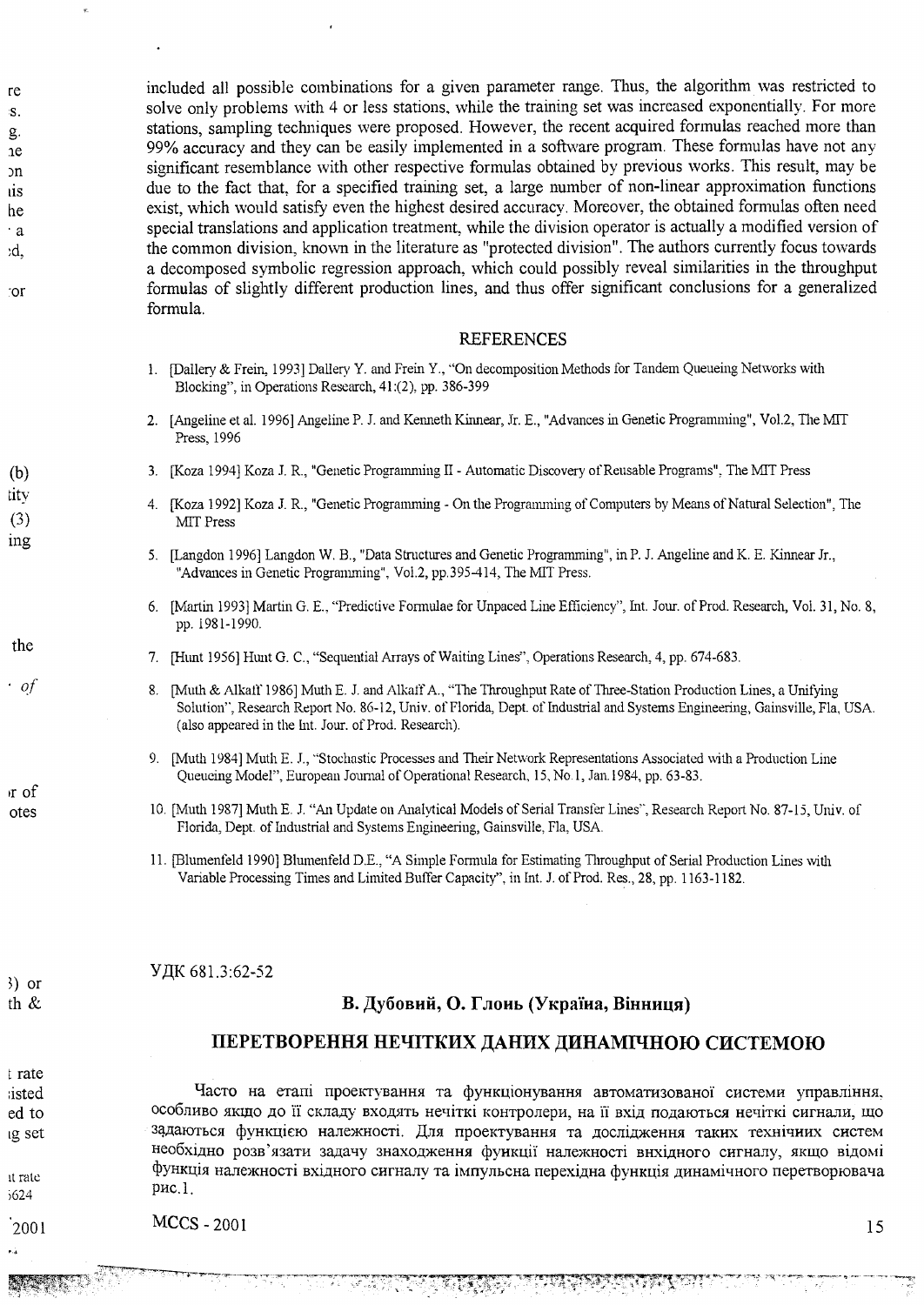included all possible combinations for a given parameter range. Thus, the algorithm was restricted to solve only problems with 4 or less stations, while the training set was increased exponentially. For more stations, sampling techniques were proposed. However, the recent acquired formulas reached more than 99% accuracy and they can be easily implemented in a software program. These formulas have not any significant resemblance with other respective formulas obtained by previous works. This result, may be due to the fact that, for a specified training set, a large number of non-linear approximation functions exist, which would satisfy even the highest desired accuracy. Moreover, the obtained formulas often need special translations and application treatment, while the division operator is actually a modified version of the common division, known in the literature as "protected division". The authors currently focus towards a decomposed symbolic regression approach, which could possibly reveal similarities in the throughput formulas of slightly different production lines, and thus offer significant conclusions for a generalized formula.

## REFERENCES

1. [Dallery & Frein, 1993] Dallery Y. and Frein Y., "On decomposition Methods for Tandem Queueing Networks with Blocking", in Operations Research, 41:(2), pp. 386-399
2. [Angeline et al. 1996] Angeline P. J. and Kenneth Kinnear, Jr. E., "Advances in Genetic Programming", Vol.2, The MIT Press, 1996
3. [Koza 1994] Koza J. R., "Genetic Programming II - Automatic Discovery of Reusable Programs", The MIT Press
4. [Koza 1992] Koza J. R., "Genetic Programming - On the Programming of Computers by Means of Natural Selection", The MIT Press
5. [Langdon 1996] Langdon W. B., "Data Structures and Genetic Programming", in P. J. Angeline and K. E. Kinnear Jr., "Advances in Genetic Programming", Vol.2, pp.395-414, The MIT Press.
6. [Martin 1993] Martin G. E., "Predictive Formulae for Unpaced Line Efficiency", Int. Jour. of Prod. Research, Vol. 31, No. 8, pp. 1981-1990.
7. [Hunt 1956] Hunt G. C., "Sequential Arrays of Waiting Lines", Operations Research, 4, pp. 674-683.
8. [Muth & Alkaff 1986] Muth E. J. and Alkaff A., "The Throughput Rate of Three-Station Production Lines, a Unifying Solution", Research Report No. 86-12, Univ. of Florida, Dept. of Industrial and Systems Engineering, Gainsville, Fla, USA. (also appeared in the Int. Jour. of Prod. Research).
9. [Muth 1984] Muth E. J., "Stochastic Processes and Their Network Representations Associated with a Production Line Queueing Model", European Journal of Operational Research, 15, No.1, Jan.1984, pp. 63-83.
10. [Muth 1987] Muth E. J. "An Update on Analytical Models of Serial Transfer Lines", Research Report No. 87-15, Univ. of Florida, Dept. of Industrial and Systems Engineering, Gainsville, Fla, USA.
11. [Blumenfeld 1990] Blumenfeld D.E., "A Simple Formula for Estimating Throughput of Serial Production Lines with Variable Processing Times and Limited Buffer Capacity", in Int. J. of Prod. Res., 28, pp. 1163-1182.

УДК 681.3:62-52

**В. Дубовий, О. Глонь (Україна, Вінниця)**

## ПЕРЕТВОРЕННЯ НЕЧІТКИХ ДАНИХ ДИНАМІЧНОЮ СИСТЕМОЮ

Часто на етапі проектування та функціонування автоматизованої системи управління, особливо якщо до її складу входять нечіткі контролери, на її вхід подаються нечіткі сигнали, що задаються функцією належності. Для проектування та дослідження таких технічних систем необхідно розв'язати задачу знаходження функції належності вхідного сигналу, якщо відомі функція належності вхідного сигналу та імпульсна перехідна функція динамічного перетворювача рис.1.